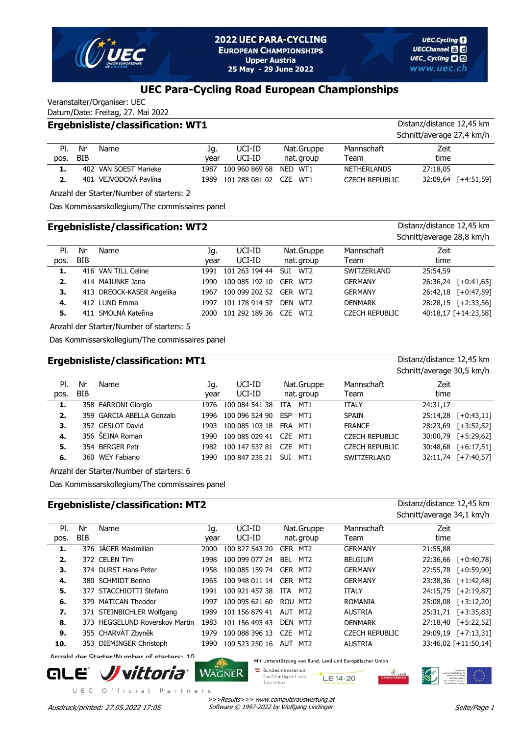2022 UEC PARA-CYCLING
EUROPEAN CHAMPIONSHIPS
Upper Austria
25 May - 29 June 2022

UEC.Cycling
UECChannel
UEC_Cycling
www.uec.ch

# UEC Para-Cycling Road European Championships

Veranstalter/Organiser: UEC
Datum/Date: Freitag, 27. Mai 2022

## Ergebnisliste/classification: WT1

Distanz/distance 12,45 km
Schnitt/average 27,4 km/h

| Pl. pos. | Nr BIB | Name | Jg. year | UCI-ID UCI-ID | Nat. | Gruppe nat.group | Mannschaft Team | Zeit time | |
|---|---|---|---|---|---|---|---|---|---|
| 1. | 402 | VAN SOEST Marieke | 1987 | 100 960 869 68 | NED | WT1 | NETHERLANDS | 27:18,05 | |
| 2. | 401 | VEJVODOVÁ Pavlína | 1989 | 101 288 081 02 | CZE | WT1 | CZECH REPUBLIC | 32:09,64 | [+4:51,59] |

Anzahl der Starter/Number of starters: 2

Das Kommissarskollegium/The commissaires panel

## Ergebnisliste/classification: WT2

Distanz/distance 12,45 km
Schnitt/average 28,8 km/h

| Pl. pos. | Nr BIB | Name | Jg. year | UCI-ID UCI-ID | Nat. | Gruppe nat.group | Mannschaft Team | Zeit time | |
|---|---|---|---|---|---|---|---|---|---|
| 1. | 416 | VAN TILL Celine | 1991 | 101 263 194 44 | SUI | WT2 | SWITZERLAND | 25:54,59 | |
| 2. | 414 | MAJUNKE Jana | 1990 | 100 085 192 10 | GER | WT2 | GERMANY | 26:36,24 | [+0:41,65] |
| 3. | 413 | DREOCK-KASER Angelika | 1967 | 100 099 202 52 | GER | WT2 | GERMANY | 26:42,18 | [+0:47,59] |
| 4. | 412 | LUND Emma | 1997 | 101 178 914 57 | DEN | WT2 | DENMARK | 28:28,15 | [+2:33,56] |
| 5. | 411 | SMOLNÁ Kateřina | 2000 | 101 292 189 36 | CZE | WT2 | CZECH REPUBLIC | 40:18,17 | [+14:23,58] |

Anzahl der Starter/Number of starters: 5

Das Kommissarskollegium/The commissaires panel

## Ergebnisliste/classification: MT1

Distanz/distance 12,45 km
Schnitt/average 30,5 km/h

| Pl. pos. | Nr BIB | Name | Jg. year | UCI-ID UCI-ID | Nat. | Gruppe nat.group | Mannschaft Team | Zeit time | |
|---|---|---|---|---|---|---|---|---|---|
| 1. | 358 | FARRONI Giorgio | 1976 | 100 084 541 38 | ITA | MT1 | ITALY | 24:31,17 | |
| 2. | 359 | GARCIA ABELLA Gonzalo | 1996 | 100 096 524 90 | ESP | MT1 | SPAIN | 25:14,28 | [+0:43,11] |
| 3. | 357 | GESLOT David | 1993 | 100 085 103 18 | FRA | MT1 | FRANCE | 28:23,69 | [+3:52,52] |
| 4. | 356 | ŠEJNA Roman | 1990 | 100 085 029 41 | CZE | MT1 | CZECH REPUBLIC | 30:00,79 | [+5:29,62] |
| 5. | 354 | BERGER Petr | 1982 | 100 147 537 81 | CZE | MT1 | CZECH REPUBLIC | 30:48,68 | [+6:17,51] |
| 6. | 360 | WEY Fabiano | 1990 | 100 847 235 21 | SUI | MT1 | SWITZERLAND | 32:11,74 | [+7:40,57] |

Anzahl der Starter/Number of starters: 6

Das Kommissarskollegium/The commissaires panel

## Ergebnisliste/classification: MT2

Distanz/distance 12,45 km
Schnitt/average 34,1 km/h

| Pl. pos. | Nr BIB | Name | Jg. year | UCI-ID UCI-ID | Nat. | Gruppe nat.group | Mannschaft Team | Zeit time | |
|---|---|---|---|---|---|---|---|---|---|
| 1. | 376 | JÄGER Maximilian | 2000 | 100 827 543 20 | GER | MT2 | GERMANY | 21:55,88 | |
| 2. | 372 | CELEN Tim | 1998 | 100 099 077 24 | BEL | MT2 | BELGIUM | 22:36,66 | [+0:40,78] |
| 3. | 374 | DURST Hans-Peter | 1958 | 100 085 159 74 | GER | MT2 | GERMANY | 22:55,78 | [+0:59,90] |
| 4. | 380 | SCHMIDT Benno | 1965 | 100 948 011 14 | GER | MT2 | GERMANY | 23:38,36 | [+1:42,48] |
| 5. | 377 | STACCHIOTTI Stefano | 1991 | 100 921 457 38 | ITA | MT2 | ITALY | 24:15,75 | [+2:19,87] |
| 6. | 379 | MATICAN Theodor | 1997 | 100 095 621 60 | ROU | MT2 | ROMANIA | 25:08,08 | [+3:12,20] |
| 7. | 371 | STEINBICHLER Wolfgang | 1989 | 101 156 879 41 | AUT | MT2 | AUSTRIA | 25:31,71 | [+3:35,83] |
| 8. | 373 | HEGGELUND Roverskov Martin | 1983 | 101 156 493 43 | DEN | MT2 | DENMARK | 27:18,40 | [+5:22,52] |
| 9. | 355 | CHARVÁT Zbyněk | 1979 | 100 088 396 13 | CZE | MT2 | CZECH REPUBLIC | 29:09,19 | [+7:13,31] |
| 10. | 353 | DIEMINGER Christoph | 1990 | 100 523 250 16 | AUT | MT2 | AUSTRIA | 33:46,02 | [+11:50,14] |

Anzahl der Starter/Number of starters: 10

UEC Official Partners

Mit Unterstützung von Bund, Land und Europäischer Union

>>>Results>>> www.computerauswertung.at
Software © 1997-2022 by Wolfgang Lindinger

Ausdruck/printed: 27.05.2022 17:05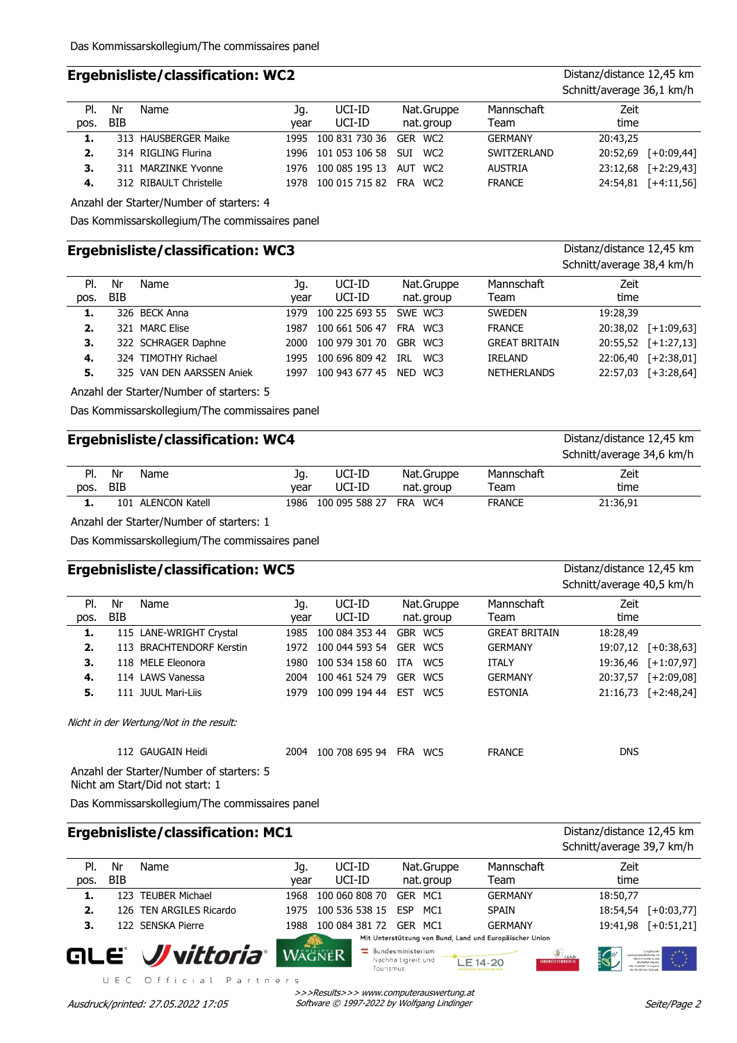Das Kommissarskollegium/The commissaires panel

## Ergebnisliste/classification: WC2

Distanz/distance 12,45 km
Schnitt/average 36,1 km/h

| Pl. pos. | Nr BIB | Name | Jg. year | UCI-ID UCI-ID | Nat. | Gruppe nat.group | Mannschaft Team | Zeit time | |
|---|---|---|---|---|---|---|---|---|---|
| 1. | 313 | HAUSBERGER Maike | 1995 | 100 831 730 36 | GER | WC2 | GERMANY | 20:43,25 | |
| 2. | 314 | RIGLING Flurina | 1996 | 101 053 106 58 | SUI | WC2 | SWITZERLAND | 20:52,69 | [+0:09,44] |
| 3. | 311 | MARZINKE Yvonne | 1976 | 100 085 195 13 | AUT | WC2 | AUSTRIA | 23:12,68 | [+2:29,43] |
| 4. | 312 | RIBAULT Christelle | 1978 | 100 015 715 82 | FRA | WC2 | FRANCE | 24:54,81 | [+4:11,56] |

Anzahl der Starter/Number of starters: 4

Das Kommissarskollegium/The commissaires panel

## Ergebnisliste/classification: WC3

Distanz/distance 12,45 km
Schnitt/average 38,4 km/h

| Pl. pos. | Nr BIB | Name | Jg. year | UCI-ID UCI-ID | Nat. | Gruppe nat.group | Mannschaft Team | Zeit time | |
|---|---|---|---|---|---|---|---|---|---|
| 1. | 326 | BECK Anna | 1979 | 100 225 693 55 | SWE | WC3 | SWEDEN | 19:28,39 | |
| 2. | 321 | MARC Elise | 1987 | 100 661 506 47 | FRA | WC3 | FRANCE | 20:38,02 | [+1:09,63] |
| 3. | 322 | SCHRAGER Daphne | 2000 | 100 979 301 70 | GBR | WC3 | GREAT BRITAIN | 20:55,52 | [+1:27,13] |
| 4. | 324 | TIMOTHY Richael | 1995 | 100 696 809 42 | IRL | WC3 | IRELAND | 22:06,40 | [+2:38,01] |
| 5. | 325 | VAN DEN AARSSEN Aniek | 1997 | 100 943 677 45 | NED | WC3 | NETHERLANDS | 22:57,03 | [+3:28,64] |

Anzahl der Starter/Number of starters: 5

Das Kommissarskollegium/The commissaires panel

## Ergebnisliste/classification: WC4

Distanz/distance 12,45 km
Schnitt/average 34,6 km/h

| Pl. pos. | Nr BIB | Name | Jg. year | UCI-ID UCI-ID | Nat. | Gruppe nat.group | Mannschaft Team | Zeit time |
|---|---|---|---|---|---|---|---|---|
| 1. | 101 | ALENCON Katell | 1986 | 100 095 588 27 | FRA | WC4 | FRANCE | 21:36,91 |

Anzahl der Starter/Number of starters: 1

Das Kommissarskollegium/The commissaires panel

## Ergebnisliste/classification: WC5

Distanz/distance 12,45 km
Schnitt/average 40,5 km/h

| Pl. pos. | Nr BIB | Name | Jg. year | UCI-ID UCI-ID | Nat. | Gruppe nat.group | Mannschaft Team | Zeit time | |
|---|---|---|---|---|---|---|---|---|---|
| 1. | 115 | LANE-WRIGHT Crystal | 1985 | 100 084 353 44 | GBR | WC5 | GREAT BRITAIN | 18:28,49 | |
| 2. | 113 | BRACHTENDORF Kerstin | 1972 | 100 044 593 54 | GER | WC5 | GERMANY | 19:07,12 | [+0:38,63] |
| 3. | 118 | MELE Eleonora | 1980 | 100 534 158 60 | ITA | WC5 | ITALY | 19:36,46 | [+1:07,97] |
| 4. | 114 | LAWS Vanessa | 2004 | 100 461 524 79 | GER | WC5 | GERMANY | 20:37,57 | [+2:09,08] |
| 5. | 111 | JUUL Mari-Liis | 1979 | 100 099 194 44 | EST | WC5 | ESTONIA | 21:16,73 | [+2:48,24] |

*Nicht in der Wertung/Not in the result:*

| Nr BIB | Name | Jg. year | UCI-ID | Nat. | Gruppe | Mannschaft Team | Zeit time |
|---|---|---|---|---|---|---|---|
| 112 | GAUGAIN Heidi | 2004 | 100 708 695 94 | FRA | WC5 | FRANCE | DNS |

Anzahl der Starter/Number of starters: 5
Nicht am Start/Did not start: 1

Das Kommissarskollegium/The commissaires panel

## Ergebnisliste/classification: MC1

Distanz/distance 12,45 km
Schnitt/average 39,7 km/h

| Pl. pos. | Nr BIB | Name | Jg. year | UCI-ID UCI-ID | Nat. | Gruppe nat.group | Mannschaft Team | Zeit time | |
|---|---|---|---|---|---|---|---|---|---|
| 1. | 123 | TEUBER Michael | 1968 | 100 060 808 70 | GER | MC1 | GERMANY | 18:50,77 | |
| 2. | 126 | TEN ARGILES Ricardo | 1975 | 100 536 538 15 | ESP | MC1 | SPAIN | 18:54,54 | [+0:03,77] |
| 3. | 122 | SENSKA Pierre | 1988 | 100 084 381 72 | GER | MC1 | GERMANY | 19:41,98 | [+0:51,21] |

Mit Unterstützung von Bund, Land und Europäischer Union

UEC Official Partners

Ausdruck/printed: 27.05.2022 17:05

*>>>Results>>> www.computerauswertung.at*
*Software © 1997-2022 by Wolfgang Lindinger*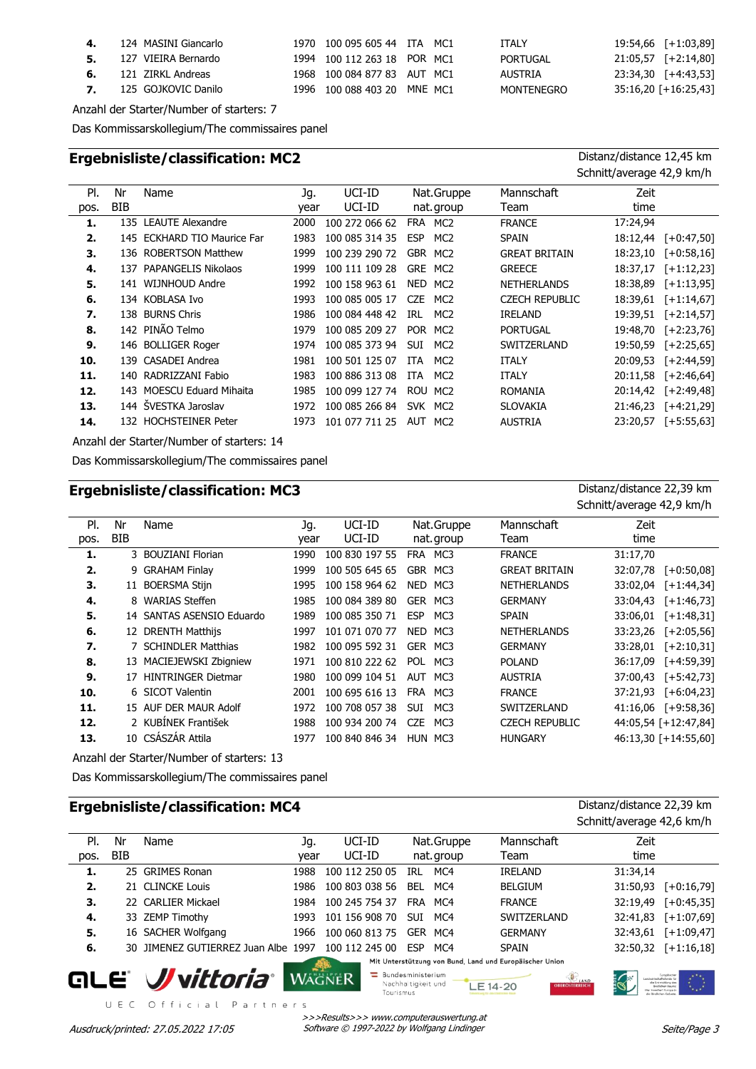| Pl. pos. | Nr BIB | Name | Jg. year | UCI-ID | Nat. | Gruppe | Mannschaft Team | Zeit time | |
|---|---|---|---|---|---|---|---|---|---|
| **4.** | 124 | MASINI Giancarlo | 1970 | 100 095 605 44 | ITA | MC1 | ITALY | 19:54,66 | [+1:03,89] |
| **5.** | 127 | VIEIRA Bernardo | 1994 | 100 112 263 18 | POR | MC1 | PORTUGAL | 21:05,57 | [+2:14,80] |
| **6.** | 121 | ZIRKL Andreas | 1968 | 100 084 877 83 | AUT | MC1 | AUSTRIA | 23:34,30 | [+4:43,53] |
| **7.** | 125 | GOJKOVIC Danilo | 1996 | 100 088 403 20 | MNE | MC1 | MONTENEGRO | 35:16,20 | [+16:25,43] |

Anzahl der Starter/Number of starters: 7

Das Kommissarskollegium/The commissaires panel

## Ergebnisliste/classification: MC2

Distanz/distance 12,45 km
Schnitt/average 42,9 km/h

| Pl. pos. | Nr BIB | Name | Jg. year | UCI-ID UCI-ID | Nat. nat. | Gruppe group | Mannschaft Team | Zeit time | |
|---|---|---|---|---|---|---|---|---|---|
| **1.** | 135 | LEAUTE Alexandre | 2000 | 100 272 066 62 | FRA | MC2 | FRANCE | 17:24,94 | |
| **2.** | 145 | ECKHARD TIO Maurice Far | 1983 | 100 085 314 35 | ESP | MC2 | SPAIN | 18:12,44 | [+0:47,50] |
| **3.** | 136 | ROBERTSON Matthew | 1999 | 100 239 290 72 | GBR | MC2 | GREAT BRITAIN | 18:23,10 | [+0:58,16] |
| **4.** | 137 | PAPANGELIS Nikolaos | 1999 | 100 111 109 28 | GRE | MC2 | GREECE | 18:37,17 | [+1:12,23] |
| **5.** | 141 | WIJNHOUD Andre | 1992 | 100 158 963 61 | NED | MC2 | NETHERLANDS | 18:38,89 | [+1:13,95] |
| **6.** | 134 | KOBLASA Ivo | 1993 | 100 085 005 17 | CZE | MC2 | CZECH REPUBLIC | 18:39,61 | [+1:14,67] |
| **7.** | 138 | BURNS Chris | 1986 | 100 084 448 42 | IRL | MC2 | IRELAND | 19:39,51 | [+2:14,57] |
| **8.** | 142 | PINÃO Telmo | 1979 | 100 085 209 27 | POR | MC2 | PORTUGAL | 19:48,70 | [+2:23,76] |
| **9.** | 146 | BOLLIGER Roger | 1974 | 100 085 373 94 | SUI | MC2 | SWITZERLAND | 19:50,59 | [+2:25,65] |
| **10.** | 139 | CASADEI Andrea | 1981 | 100 501 125 07 | ITA | MC2 | ITALY | 20:09,53 | [+2:44,59] |
| **11.** | 140 | RADRIZZANI Fabio | 1983 | 100 886 313 08 | ITA | MC2 | ITALY | 20:11,58 | [+2:46,64] |
| **12.** | 143 | MOESCU Eduard Mihaita | 1985 | 100 099 127 74 | ROU | MC2 | ROMANIA | 20:14,42 | [+2:49,48] |
| **13.** | 144 | ŠVESTKA Jaroslav | 1972 | 100 085 266 84 | SVK | MC2 | SLOVAKIA | 21:46,23 | [+4:21,29] |
| **14.** | 132 | HOCHSTEINER Peter | 1973 | 101 077 711 25 | AUT | MC2 | AUSTRIA | 23:20,57 | [+5:55,63] |

Anzahl der Starter/Number of starters: 14

Das Kommissarskollegium/The commissaires panel

## Ergebnisliste/classification: MC3

Distanz/distance 22,39 km
Schnitt/average 42,9 km/h

| Pl. pos. | Nr BIB | Name | Jg. year | UCI-ID UCI-ID | Nat. nat. | Gruppe group | Mannschaft Team | Zeit time | |
|---|---|---|---|---|---|---|---|---|---|
| **1.** | 3 | BOUZIANI Florian | 1990 | 100 830 197 55 | FRA | MC3 | FRANCE | 31:17,70 | |
| **2.** | 9 | GRAHAM Finlay | 1999 | 100 505 645 65 | GBR | MC3 | GREAT BRITAIN | 32:07,78 | [+0:50,08] |
| **3.** | 11 | BOERSMA Stijn | 1995 | 100 158 964 62 | NED | MC3 | NETHERLANDS | 33:02,04 | [+1:44,34] |
| **4.** | 8 | WARIAS Steffen | 1985 | 100 084 389 80 | GER | MC3 | GERMANY | 33:04,43 | [+1:46,73] |
| **5.** | 14 | SANTAS ASENSIO Eduardo | 1989 | 100 085 350 71 | ESP | MC3 | SPAIN | 33:06,01 | [+1:48,31] |
| **6.** | 12 | DRENTH Matthijs | 1997 | 101 071 070 77 | NED | MC3 | NETHERLANDS | 33:23,26 | [+2:05,56] |
| **7.** | 7 | SCHINDLER Matthias | 1982 | 100 095 592 31 | GER | MC3 | GERMANY | 33:28,01 | [+2:10,31] |
| **8.** | 13 | MACIEJEWSKI Zbigniew | 1971 | 100 810 222 62 | POL | MC3 | POLAND | 36:17,09 | [+4:59,39] |
| **9.** | 17 | HINTRINGER Dietmar | 1980 | 100 099 104 51 | AUT | MC3 | AUSTRIA | 37:00,43 | [+5:42,73] |
| **10.** | 6 | SICOT Valentin | 2001 | 100 695 616 13 | FRA | MC3 | FRANCE | 37:21,93 | [+6:04,23] |
| **11.** | 15 | AUF DER MAUR Adolf | 1972 | 100 708 057 38 | SUI | MC3 | SWITZERLAND | 41:16,06 | [+9:58,36] |
| **12.** | 2 | KUBÍNEK František | 1988 | 100 934 200 74 | CZE | MC3 | CZECH REPUBLIC | 44:05,54 | [+12:47,84] |
| **13.** | 10 | CSÁSZÁR Attila | 1977 | 100 840 846 34 | HUN | MC3 | HUNGARY | 46:13,30 | [+14:55,60] |

Anzahl der Starter/Number of starters: 13

Das Kommissarskollegium/The commissaires panel

## Ergebnisliste/classification: MC4

Distanz/distance 22,39 km
Schnitt/average 42,6 km/h

| Pl. pos. | Nr BIB | Name | Jg. year | UCI-ID UCI-ID | Nat. nat. | Gruppe group | Mannschaft Team | Zeit time | |
|---|---|---|---|---|---|---|---|---|---|
| **1.** | 25 | GRIMES Ronan | 1988 | 100 112 250 05 | IRL | MC4 | IRELAND | 31:34,14 | |
| **2.** | 21 | CLINCKE Louis | 1986 | 100 803 038 56 | BEL | MC4 | BELGIUM | 31:50,93 | [+0:16,79] |
| **3.** | 22 | CARLIER Mickael | 1984 | 100 245 754 37 | FRA | MC4 | FRANCE | 32:19,49 | [+0:45,35] |
| **4.** | 33 | ZEMP Timothy | 1993 | 101 156 908 70 | SUI | MC4 | SWITZERLAND | 32:41,83 | [+1:07,69] |
| **5.** | 16 | SACHER Wolfgang | 1966 | 100 060 813 75 | GER | MC4 | GERMANY | 32:43,61 | [+1:09,47] |
| **6.** | 30 | JIMENEZ GUTIERREZ Juan Albe | 1997 | 100 112 245 00 | ESP | MC4 | SPAIN | 32:50,32 | [+1:16,18] |

Mit Unterstützung von Bund, Land und Europäischer Union

UEC Official Partners

*>>>Results>>> www.computerauswertung.at*
*Software © 1997-2022 by Wolfgang Lindinger*

*Ausdruck/printed: 27.05.2022 17:05*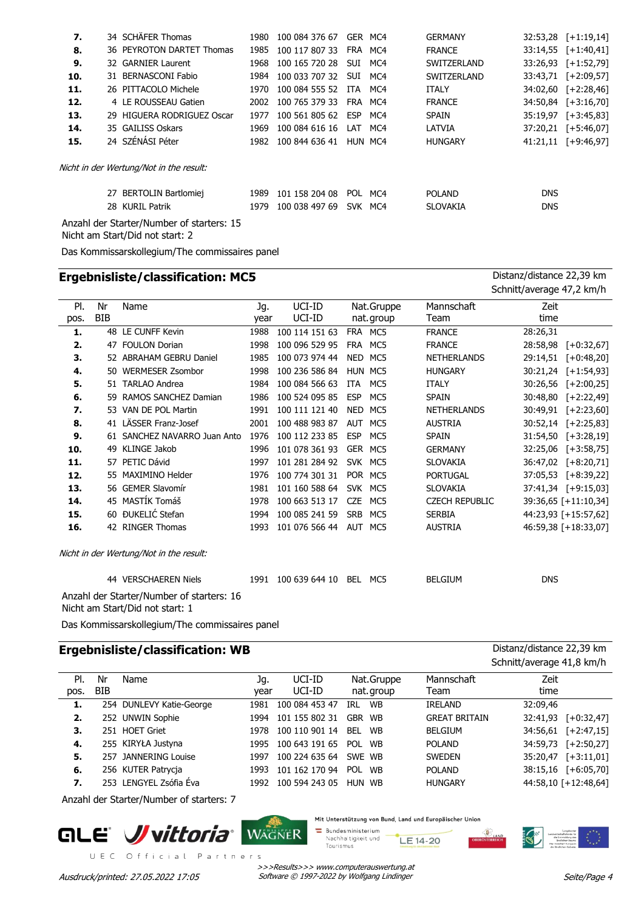| Pl. | Nr | Name | Jg. | UCI-ID | Nat. | Gruppe | Mannschaft | Zeit | |
|---|---|---|---|---|---|---|---|---|---|
| **7.** | 34 | SCHÄFER Thomas | 1980 | 100 084 376 67 | GER | MC4 | GERMANY | 32:53,28 | [+1:19,14] |
| **8.** | 36 | PEYROTON DARTET Thomas | 1985 | 100 117 807 33 | FRA | MC4 | FRANCE | 33:14,55 | [+1:40,41] |
| **9.** | 32 | GARNIER Laurent | 1968 | 100 165 720 28 | SUI | MC4 | SWITZERLAND | 33:26,93 | [+1:52,79] |
| **10.** | 31 | BERNASCONI Fabio | 1984 | 100 033 707 32 | SUI | MC4 | SWITZERLAND | 33:43,71 | [+2:09,57] |
| **11.** | 26 | PITTACOLO Michele | 1970 | 100 084 555 52 | ITA | MC4 | ITALY | 34:02,60 | [+2:28,46] |
| **12.** | 4 | LE ROUSSEAU Gatien | 2002 | 100 765 379 33 | FRA | MC4 | FRANCE | 34:50,84 | [+3:16,70] |
| **13.** | 29 | HIGUERA RODRIGUEZ Oscar | 1977 | 100 561 805 62 | ESP | MC4 | SPAIN | 35:19,97 | [+3:45,83] |
| **14.** | 35 | GAILISS Oskars | 1969 | 100 084 616 16 | LAT | MC4 | LATVIA | 37:20,21 | [+5:46,07] |
| **15.** | 24 | SZÉNÁSI Péter | 1982 | 100 844 636 41 | HUN | MC4 | HUNGARY | 41:21,11 | [+9:46,97] |

*Nicht in der Wertung/Not in the result:*

| Nr | Name | Jg. | UCI-ID | Nat. | Gruppe | Mannschaft | Zeit |
|---|---|---|---|---|---|---|---|
| 27 | BERTOLIN Bartlomiej | 1989 | 101 158 204 08 | POL | MC4 | POLAND | DNS |
| 28 | KURIL Patrik | 1979 | 100 038 497 69 | SVK | MC4 | SLOVAKIA | DNS |

Anzahl der Starter/Number of starters: 15
Nicht am Start/Did not start: 2

Das Kommissarskollegium/The commissaires panel

## Ergebnisliste/classification: MC5

Distanz/distance 22,39 km
Schnitt/average 47,2 km/h

| Pl. pos. | Nr BIB | Name | Jg. year | UCI-ID | Nat. | Gruppe nat.group | Mannschaft Team | Zeit time | |
|---|---|---|---|---|---|---|---|---|---|
| **1.** | 48 | LE CUNFF Kevin | 1988 | 100 114 151 63 | FRA | MC5 | FRANCE | 28:26,31 | |
| **2.** | 47 | FOULON Dorian | 1998 | 100 096 529 95 | FRA | MC5 | FRANCE | 28:58,98 | [+0:32,67] |
| **3.** | 52 | ABRAHAM GEBRU Daniel | 1985 | 100 073 974 44 | NED | MC5 | NETHERLANDS | 29:14,51 | [+0:48,20] |
| **4.** | 50 | WERMESER Zsombor | 1998 | 100 236 586 84 | HUN | MC5 | HUNGARY | 30:21,24 | [+1:54,93] |
| **5.** | 51 | TARLAO Andrea | 1984 | 100 084 566 63 | ITA | MC5 | ITALY | 30:26,56 | [+2:00,25] |
| **6.** | 59 | RAMOS SANCHEZ Damian | 1986 | 100 524 095 85 | ESP | MC5 | SPAIN | 30:48,80 | [+2:22,49] |
| **7.** | 53 | VAN DE POL Martin | 1991 | 100 111 121 40 | NED | MC5 | NETHERLANDS | 30:49,91 | [+2:23,60] |
| **8.** | 41 | LÄSSER Franz-Josef | 2001 | 100 488 983 87 | AUT | MC5 | AUSTRIA | 30:52,14 | [+2:25,83] |
| **9.** | 61 | SANCHEZ NAVARRO Juan Anto | 1976 | 100 112 233 85 | ESP | MC5 | SPAIN | 31:54,50 | [+3:28,19] |
| **10.** | 49 | KLINGE Jakob | 1996 | 101 078 361 93 | GER | MC5 | GERMANY | 32:25,06 | [+3:58,75] |
| **11.** | 57 | PETIC Dávid | 1997 | 101 281 284 92 | SVK | MC5 | SLOVAKIA | 36:47,02 | [+8:20,71] |
| **12.** | 55 | MAXIMINO Helder | 1976 | 100 774 301 31 | POR | MC5 | PORTUGAL | 37:05,53 | [+8:39,22] |
| **13.** | 56 | GEMER Slavomír | 1981 | 101 160 588 64 | SVK | MC5 | SLOVAKIA | 37:41,34 | [+9:15,03] |
| **14.** | 45 | MASTÍK Tomáš | 1978 | 100 663 513 17 | CZE | MC5 | CZECH REPUBLIC | 39:36,65 | [+11:10,34] |
| **15.** | 60 | ĐUKELIĆ Stefan | 1994 | 100 085 241 59 | SRB | MC5 | SERBIA | 44:23,93 | [+15:57,62] |
| **16.** | 42 | RINGER Thomas | 1993 | 101 076 566 44 | AUT | MC5 | AUSTRIA | 46:59,38 | [+18:33,07] |

*Nicht in der Wertung/Not in the result:*

| Nr | Name | Jg. | UCI-ID | Nat. | Gruppe | Mannschaft | Zeit |
|---|---|---|---|---|---|---|---|
| 44 | VERSCHAEREN Niels | 1991 | 100 639 644 10 | BEL | MC5 | BELGIUM | DNS |

Anzahl der Starter/Number of starters: 16
Nicht am Start/Did not start: 1

Das Kommissarskollegium/The commissaires panel

## Ergebnisliste/classification: WB

Distanz/distance 22,39 km
Schnitt/average 41,8 km/h

| Pl. pos. | Nr BIB | Name | Jg. year | UCI-ID | Nat. | Gruppe nat.group | Mannschaft Team | Zeit time | |
|---|---|---|---|---|---|---|---|---|---|
| **1.** | 254 | DUNLEVY Katie-George | 1981 | 100 084 453 47 | IRL | WB | IRELAND | 32:09,46 | |
| **2.** | 252 | UNWIN Sophie | 1994 | 101 155 802 31 | GBR | WB | GREAT BRITAIN | 32:41,93 | [+0:32,47] |
| **3.** | 251 | HOET Griet | 1978 | 100 110 901 14 | BEL | WB | BELGIUM | 34:56,61 | [+2:47,15] |
| **4.** | 255 | KIRYŁA Justyna | 1995 | 100 643 191 65 | POL | WB | POLAND | 34:59,73 | [+2:50,27] |
| **5.** | 257 | JANNERING Louise | 1997 | 100 224 635 64 | SWE | WB | SWEDEN | 35:20,47 | [+3:11,01] |
| **6.** | 256 | KUTER Patrycja | 1993 | 101 162 170 94 | POL | WB | POLAND | 38:15,16 | [+6:05,70] |
| **7.** | 253 | LENGYEL Zsófia Éva | 1992 | 100 594 243 05 | HUN | WB | HUNGARY | 44:58,10 | [+12:48,64] |

Anzahl der Starter/Number of starters: 7

Mit Unterstützung von Bund, Land und Europäischer Union

UEC Official Partners

Ausdruck/printed: 27.05.2022 17:05

>>>Results>>> www.computerauswertung.at
Software © 1997-2022 by Wolfgang Lindinger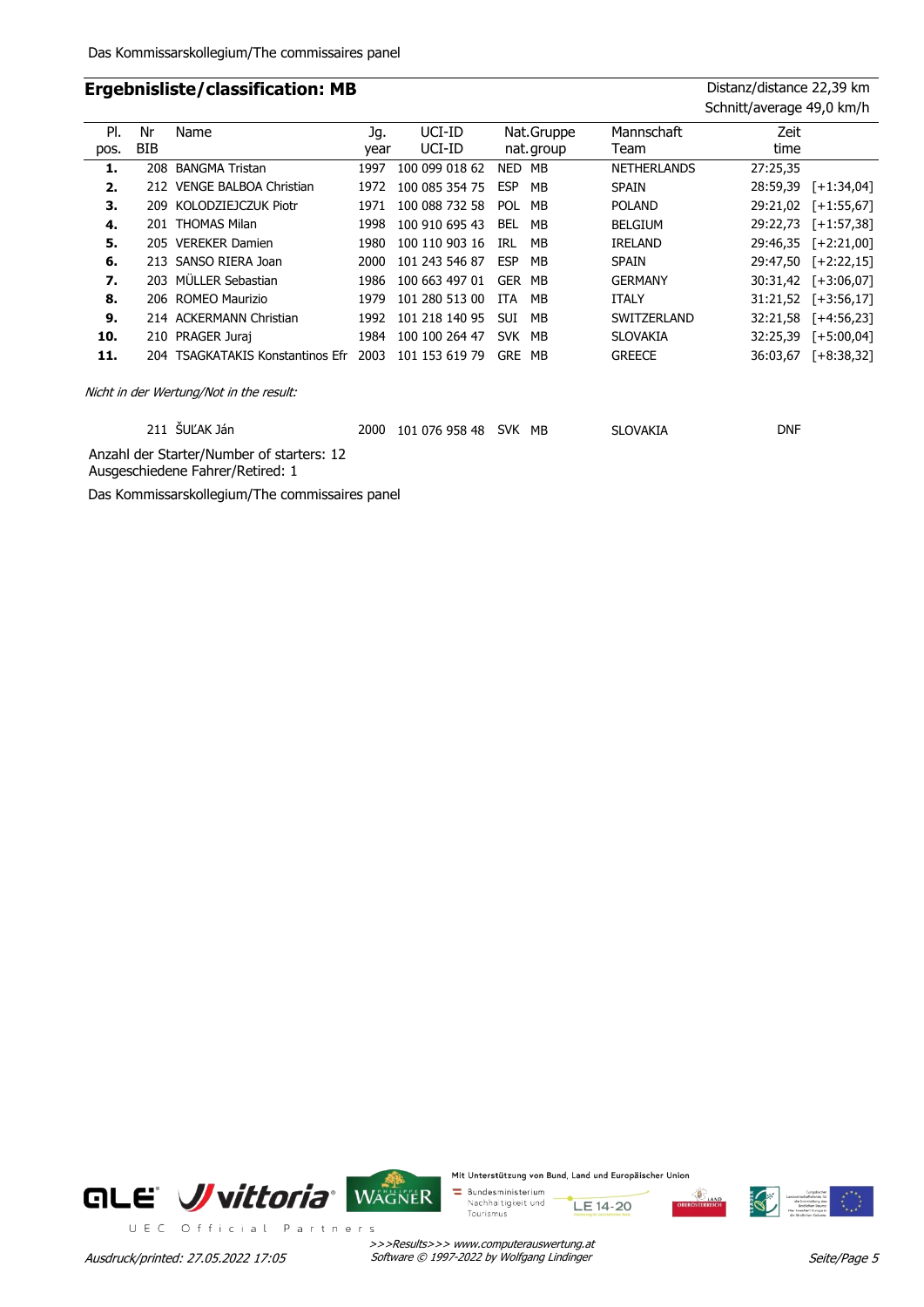Das Kommissarskollegium/The commissaires panel

## Ergebnisliste/classification: MB

Distanz/distance 22,39 km
Schnitt/average 49,0 km/h

| Pl. pos. | Nr BIB | Name | Jg. year | UCI-ID UCI-ID | Nat. | Gruppe nat.group | Mannschaft Team | Zeit time | |
|---|---|---|---|---|---|---|---|---|---|
| **1.** | 208 | BANGMA Tristan | 1997 | 100 099 018 62 | NED | MB | NETHERLANDS | 27:25,35 | |
| **2.** | 212 | VENGE BALBOA Christian | 1972 | 100 085 354 75 | ESP | MB | SPAIN | 28:59,39 | [+1:34,04] |
| **3.** | 209 | KOLODZIEJCZUK Piotr | 1971 | 100 088 732 58 | POL | MB | POLAND | 29:21,02 | [+1:55,67] |
| **4.** | 201 | THOMAS Milan | 1998 | 100 910 695 43 | BEL | MB | BELGIUM | 29:22,73 | [+1:57,38] |
| **5.** | 205 | VEREKER Damien | 1980 | 100 110 903 16 | IRL | MB | IRELAND | 29:46,35 | [+2:21,00] |
| **6.** | 213 | SANSO RIERA Joan | 2000 | 101 243 546 87 | ESP | MB | SPAIN | 29:47,50 | [+2:22,15] |
| **7.** | 203 | MÜLLER Sebastian | 1986 | 100 663 497 01 | GER | MB | GERMANY | 30:31,42 | [+3:06,07] |
| **8.** | 206 | ROMEO Maurizio | 1979 | 101 280 513 00 | ITA | MB | ITALY | 31:21,52 | [+3:56,17] |
| **9.** | 214 | ACKERMANN Christian | 1992 | 101 218 140 95 | SUI | MB | SWITZERLAND | 32:21,58 | [+4:56,23] |
| **10.** | 210 | PRAGER Juraj | 1984 | 100 100 264 47 | SVK | MB | SLOVAKIA | 32:25,39 | [+5:00,04] |
| **11.** | 204 | TSAGKATAKIS Konstantinos Efr | 2003 | 101 153 619 79 | GRE | MB | GREECE | 36:03,67 | [+8:38,32] |

*Nicht in der Wertung/Not in the result:*

| | | | | | | | | | |
|---|---|---|---|---|---|---|---|---|---|
| | 211 | ŠUĽAK Ján | 2000 | 101 076 958 48 | SVK | MB | SLOVAKIA | DNF | |

Anzahl der Starter/Number of starters: 12
Ausgeschiedene Fahrer/Retired: 1

Das Kommissarskollegium/The commissaires panel

UEC Official Partners

Mit Unterstützung von Bund, Land und Europäischer Union

*Ausdruck/printed: 27.05.2022 17:05*

*>>>Results>>> www.computerauswertung.at*
*Software © 1997-2022 by Wolfgang Lindinger*